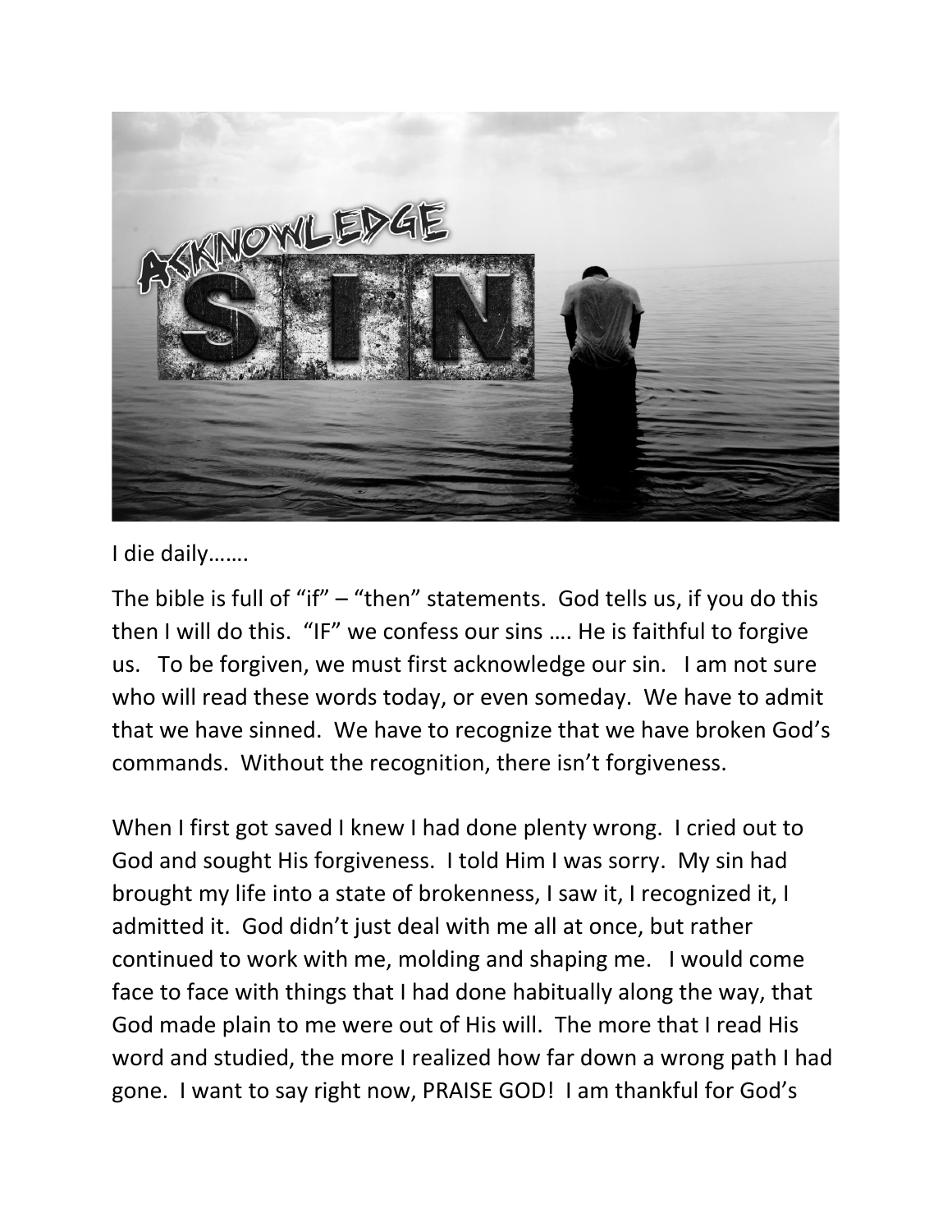I die daily…….

The bible is full of "if" – "then" statements. God tells us, if you do this then I will do this. "IF" we confess our sins …. He is faithful to forgive us. To be forgiven, we must first acknowledge our sin. I am not sure who will read these words today, or even someday. We have to admit that we have sinned. We have to recognize that we have broken God's commands. Without the recognition, there isn't forgiveness.

When I first got saved I knew I had done plenty wrong. I cried out to God and sought His forgiveness. I told Him I was sorry. My sin had brought my life into a state of brokenness, I saw it, I recognized it, I admitted it. God didn't just deal with me all at once, but rather continued to work with me, molding and shaping me. I would come face to face with things that I had done habitually along the way, that God made plain to me were out of His will. The more that I read His word and studied, the more I realized how far down a wrong path I had gone. I want to say right now, PRAISE GOD! I am thankful for God's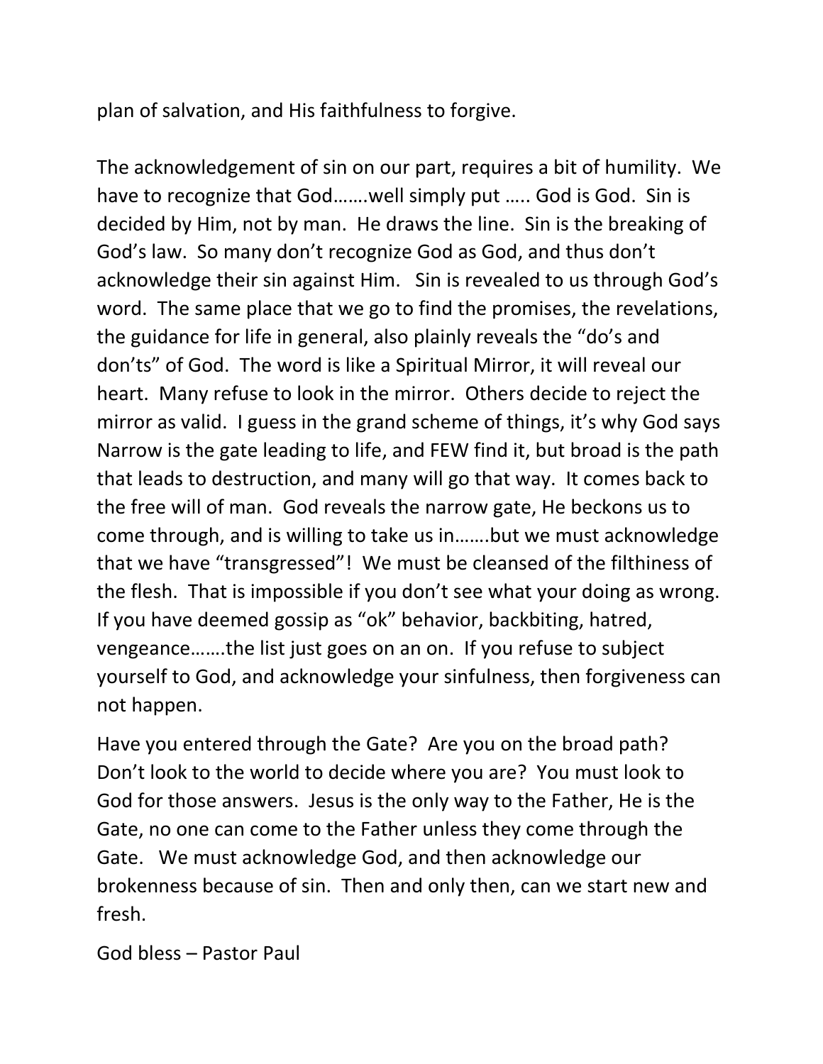plan of salvation, and His faithfulness to forgive.

The acknowledgement of sin on our part, requires a bit of humility.  We have to recognize that God…….well simply put ….. God is God.  Sin is decided by Him, not by man.  He draws the line.  Sin is the breaking of God's law.  So many don't recognize God as God, and thus don't acknowledge their sin against Him.   Sin is revealed to us through God's word.  The same place that we go to find the promises, the revelations, the guidance for life in general, also plainly reveals the "do's and don'ts" of God.  The word is like a Spiritual Mirror, it will reveal our heart.  Many refuse to look in the mirror.  Others decide to reject the mirror as valid.  I guess in the grand scheme of things, it's why God says Narrow is the gate leading to life, and FEW find it, but broad is the path that leads to destruction, and many will go that way.  It comes back to the free will of man.  God reveals the narrow gate, He beckons us to come through, and is willing to take us in…….but we must acknowledge that we have "transgressed"!  We must be cleansed of the filthiness of the flesh.  That is impossible if you don't see what your doing as wrong.  If you have deemed gossip as "ok" behavior, backbiting, hatred, vengeance…….the list just goes on an on.  If you refuse to subject yourself to God, and acknowledge your sinfulness, then forgiveness can not happen.

Have you entered through the Gate?  Are you on the broad path?  Don't look to the world to decide where you are?  You must look to God for those answers.  Jesus is the only way to the Father, He is the Gate, no one can come to the Father unless they come through the Gate.   We must acknowledge God, and then acknowledge our brokenness because of sin.  Then and only then, can we start new and fresh.

God bless – Pastor Paul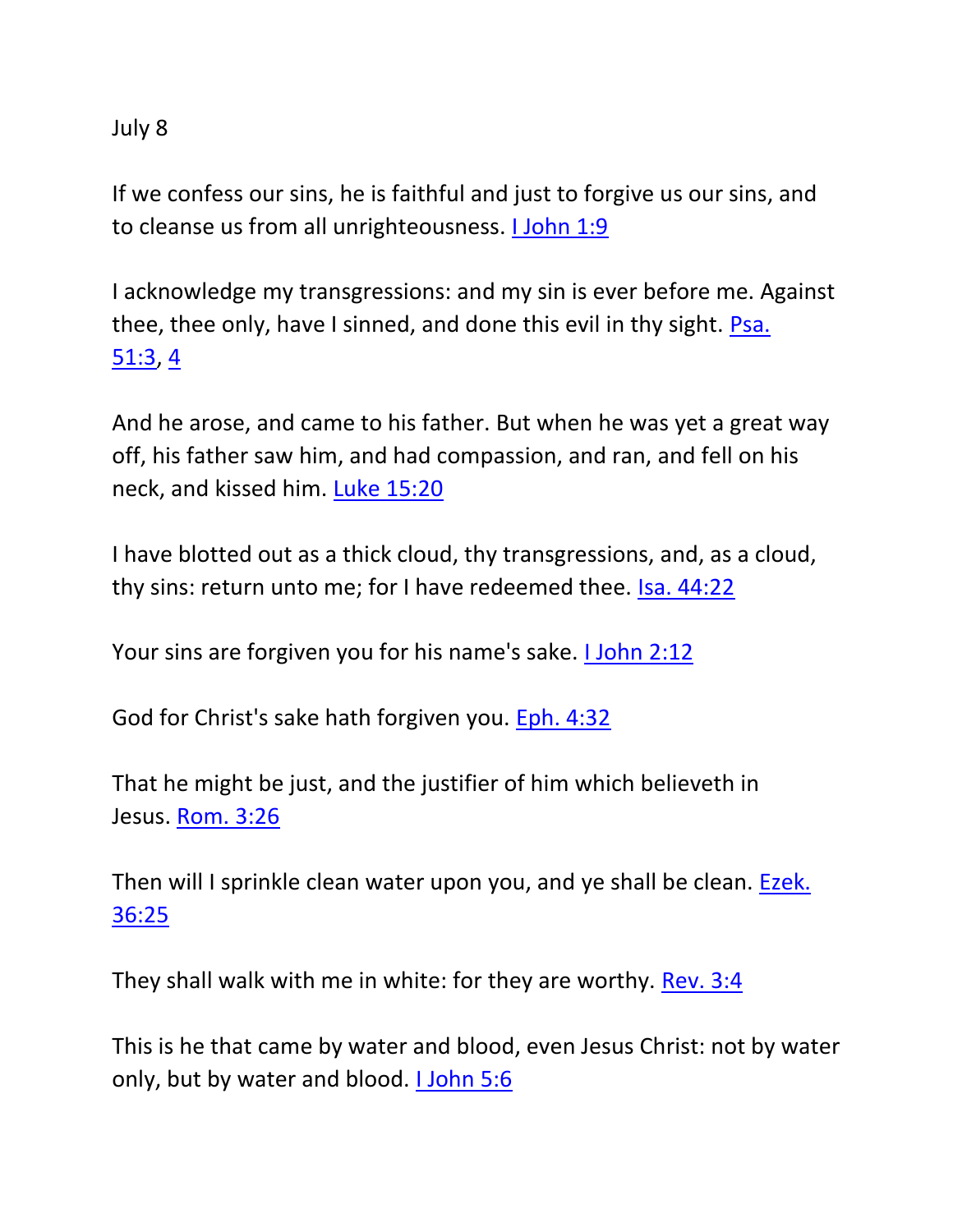July 8

If we confess our sins, he is faithful and just to forgive us our sins, and to cleanse us from all unrighteousness. I John 1:9

I acknowledge my transgressions: and my sin is ever before me. Against thee, thee only, have I sinned, and done this evil in thy sight. Psa. 51:3, 4

And he arose, and came to his father. But when he was yet a great way off, his father saw him, and had compassion, and ran, and fell on his neck, and kissed him. Luke 15:20

I have blotted out as a thick cloud, thy transgressions, and, as a cloud, thy sins: return unto me; for I have redeemed thee. Isa. 44:22

Your sins are forgiven you for his name's sake. I John 2:12

God for Christ's sake hath forgiven you. Eph. 4:32

That he might be just, and the justifier of him which believeth in Jesus. Rom. 3:26

Then will I sprinkle clean water upon you, and ye shall be clean. Ezek. 36:25

They shall walk with me in white: for they are worthy. Rev. 3:4

This is he that came by water and blood, even Jesus Christ: not by water only, but by water and blood. I John 5:6